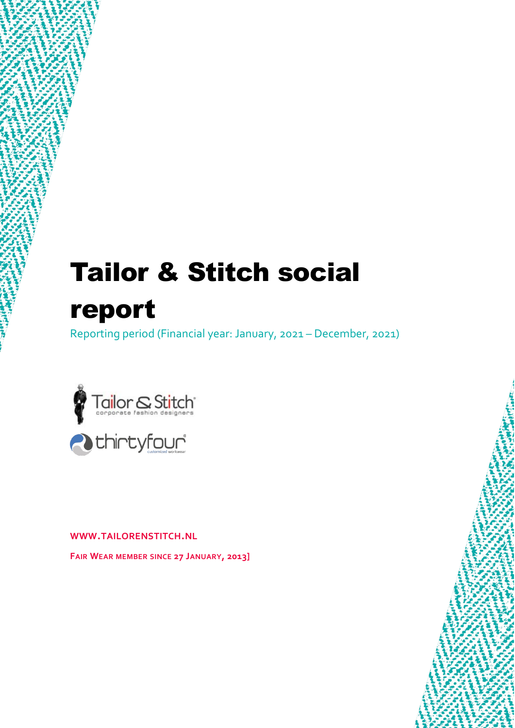# Tailor & Stitch social report

Reporting period (Financial year: January, 2021 – December, 2021)

WWW.TAILORENSTITCH.NL

FAIR WEAR MEMBER SINCE 27 JANUARY, 2013]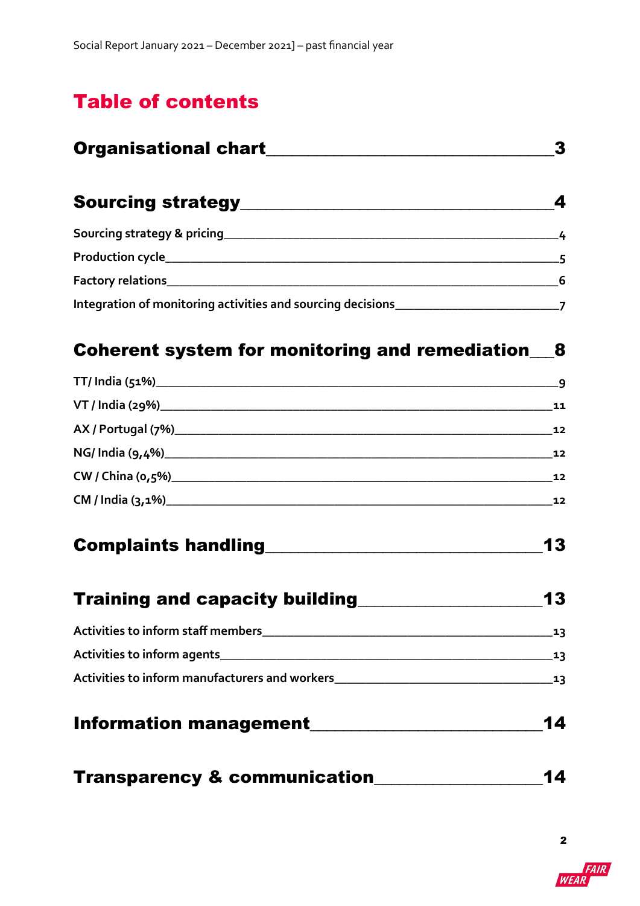# Table of contents

| | |
|---|---|
| **Organisational chart** | **3** |
| **Sourcing strategy** | **4** |
| Sourcing strategy & pricing | 4 |
| Production cycle | 5 |
| Factory relations | 6 |
| Integration of monitoring activities and sourcing decisions | 7 |
| **Coherent system for monitoring and remediation** | **8** |
| TT/ India (51%) | 9 |
| VT / India (29%) | 11 |
| AX / Portugal (7%) | 12 |
| NG/ India (9,4%) | 12 |
| CW / China (0,5%) | 12 |
| CM / India (3,1%) | 12 |
| **Complaints handling** | **13** |
| **Training and capacity building** | **13** |
| Activities to inform staff members | 13 |
| Activities to inform agents | 13 |
| Activities to inform manufacturers and workers | 13 |
| **Information management** | **14** |
| **Transparency & communication** | **14** |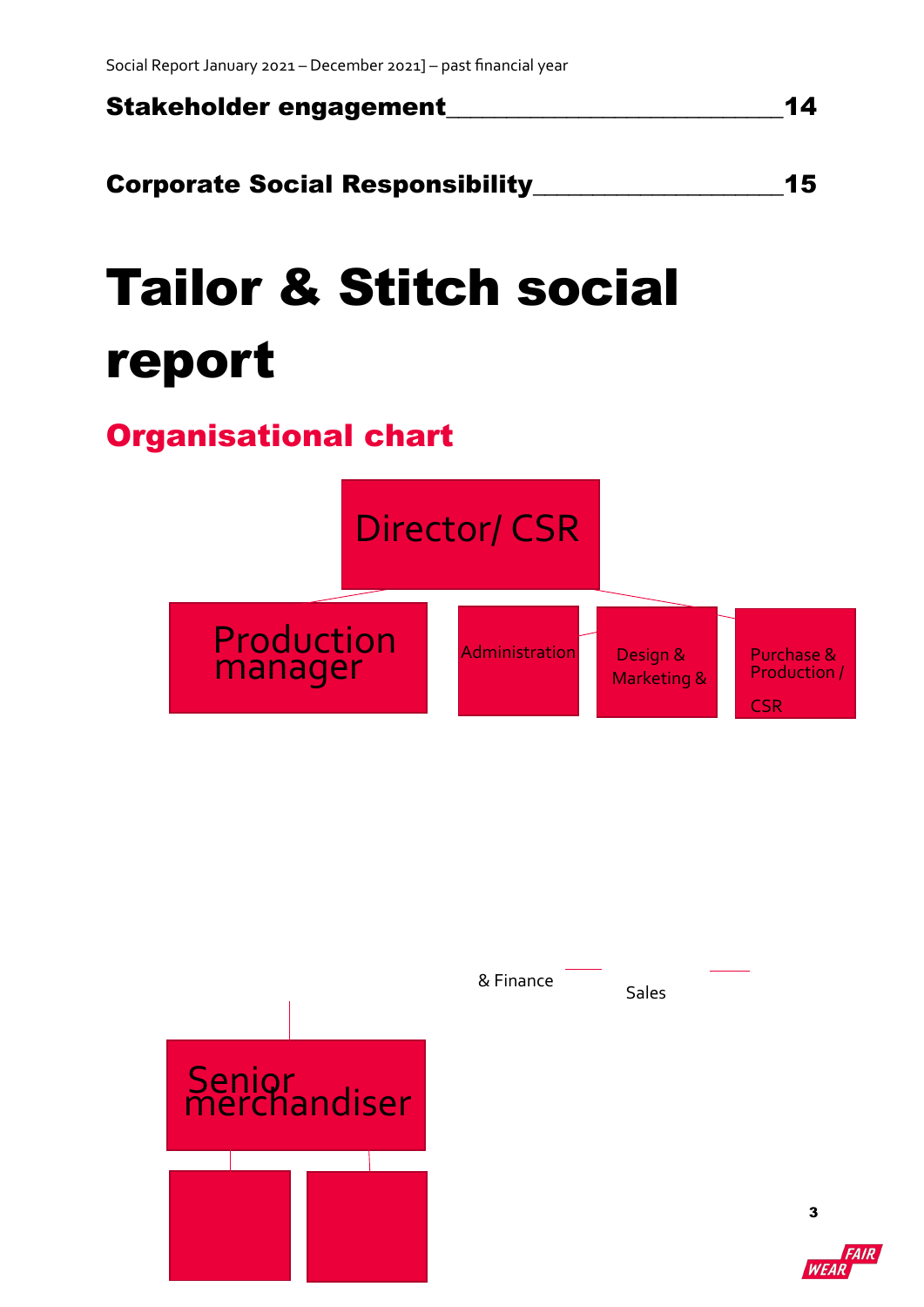Social Report January 2021 – December 2021] – past financial year

**Stakeholder engagement\_\_\_\_\_\_\_\_\_\_\_\_\_\_\_\_\_\_\_\_\_\_\_\_\_\_\_\_\_\_14**

**Corporate Social Responsibility\_\_\_\_\_\_\_\_\_\_\_\_\_\_\_\_\_\_\_\_\_\_15**

# Tailor & Stitch social report

## Organisational chart

Director/ CSR

Production manager

Administration & Finance

Design & Marketing & Sales

Purchase & Production / CSR

Senior merchandiser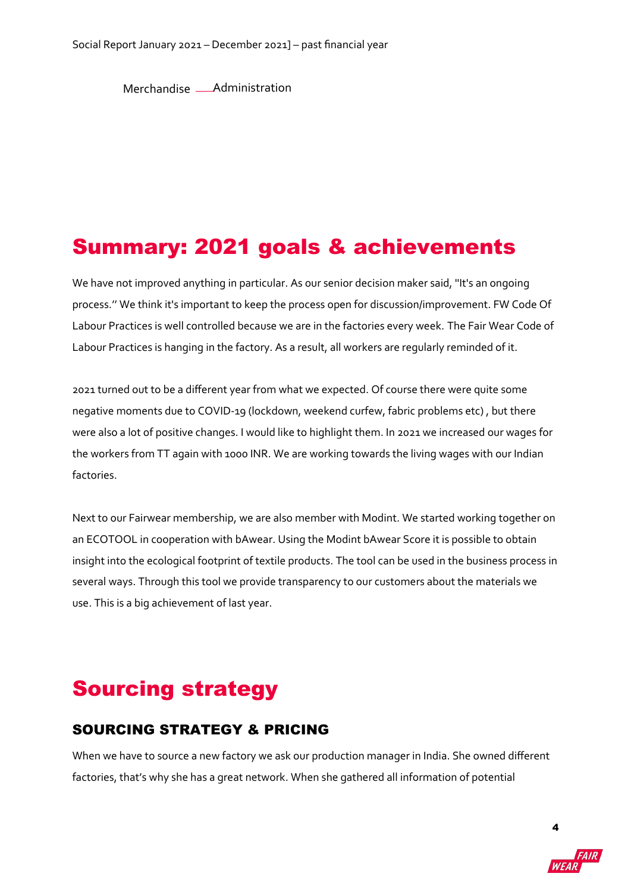Merchandise Administration

# Summary: 2021 goals & achievements

We have not improved anything in particular. As our senior decision maker said, "It's an ongoing process.'' We think it's important to keep the process open for discussion/improvement. FW Code Of Labour Practices is well controlled because we are in the factories every week. The Fair Wear Code of Labour Practices is hanging in the factory. As a result, all workers are regularly reminded of it.

2021 turned out to be a different year from what we expected. Of course there were quite some negative moments due to COVID-19 (lockdown, weekend curfew, fabric problems etc) , but there were also a lot of positive changes. I would like to highlight them. In 2021 we increased our wages for the workers from TT again with 1000 INR. We are working towards the living wages with our Indian factories.

Next to our Fairwear membership, we are also member with Modint. We started working together on an ECOTOOL in cooperation with bAwear. Using the Modint bAwear Score it is possible to obtain insight into the ecological footprint of textile products. The tool can be used in the business process in several ways. Through this tool we provide transparency to our customers about the materials we use. This is a big achievement of last year.

# Sourcing strategy

## SOURCING STRATEGY & PRICING

When we have to source a new factory we ask our production manager in India. She owned different factories, that's why she has a great network. When she gathered all information of potential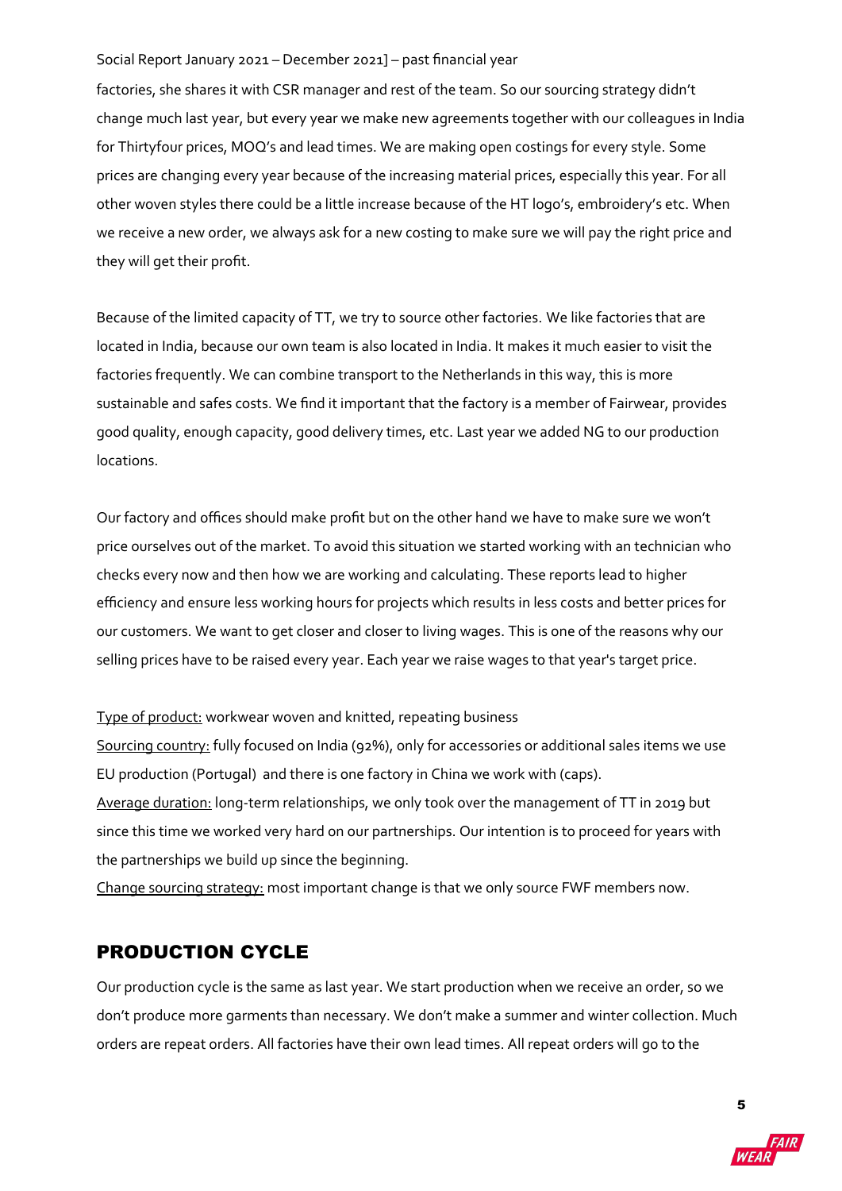factories, she shares it with CSR manager and rest of the team. So our sourcing strategy didn't change much last year, but every year we make new agreements together with our colleagues in India for Thirtyfour prices, MOQ's and lead times. We are making open costings for every style. Some prices are changing every year because of the increasing material prices, especially this year. For all other woven styles there could be a little increase because of the HT logo's, embroidery's etc. When we receive a new order, we always ask for a new costing to make sure we will pay the right price and they will get their profit.

Because of the limited capacity of TT, we try to source other factories. We like factories that are located in India, because our own team is also located in India. It makes it much easier to visit the factories frequently. We can combine transport to the Netherlands in this way, this is more sustainable and safes costs. We find it important that the factory is a member of Fairwear, provides good quality, enough capacity, good delivery times, etc. Last year we added NG to our production locations.

Our factory and offices should make profit but on the other hand we have to make sure we won't price ourselves out of the market. To avoid this situation we started working with an technician who checks every now and then how we are working and calculating. These reports lead to higher efficiency and ensure less working hours for projects which results in less costs and better prices for our customers. We want to get closer and closer to living wages. This is one of the reasons why our selling prices have to be raised every year. Each year we raise wages to that year's target price.

Type of product: workwear woven and knitted, repeating business

Sourcing country: fully focused on India (92%), only for accessories or additional sales items we use EU production (Portugal) and there is one factory in China we work with (caps).

Average duration: long-term relationships, we only took over the management of TT in 2019 but since this time we worked very hard on our partnerships. Our intention is to proceed for years with the partnerships we build up since the beginning.

Change sourcing strategy: most important change is that we only source FWF members now.

## PRODUCTION CYCLE

Our production cycle is the same as last year. We start production when we receive an order, so we don't produce more garments than necessary. We don't make a summer and winter collection. Much orders are repeat orders. All factories have their own lead times. All repeat orders will go to the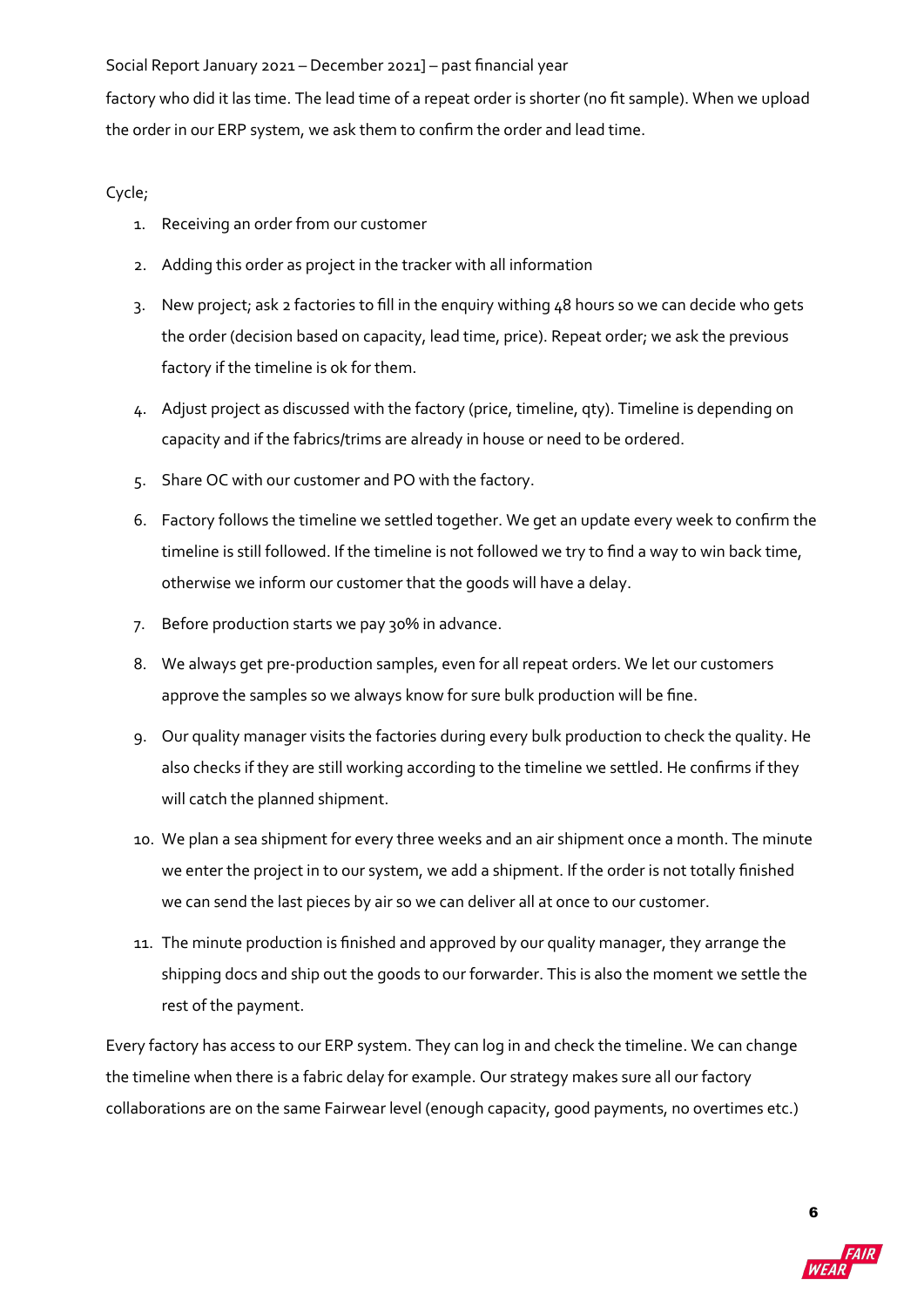factory who did it las time. The lead time of a repeat order is shorter (no fit sample). When we upload the order in our ERP system, we ask them to confirm the order and lead time.

Cycle;

1. Receiving an order from our customer
2. Adding this order as project in the tracker with all information
3. New project; ask 2 factories to fill in the enquiry withing 48 hours so we can decide who gets the order (decision based on capacity, lead time, price). Repeat order; we ask the previous factory if the timeline is ok for them.
4. Adjust project as discussed with the factory (price, timeline, qty). Timeline is depending on capacity and if the fabrics/trims are already in house or need to be ordered.
5. Share OC with our customer and PO with the factory.
6. Factory follows the timeline we settled together. We get an update every week to confirm the timeline is still followed. If the timeline is not followed we try to find a way to win back time, otherwise we inform our customer that the goods will have a delay.
7. Before production starts we pay 30% in advance.
8. We always get pre-production samples, even for all repeat orders. We let our customers approve the samples so we always know for sure bulk production will be fine.
9. Our quality manager visits the factories during every bulk production to check the quality. He also checks if they are still working according to the timeline we settled. He confirms if they will catch the planned shipment.
10. We plan a sea shipment for every three weeks and an air shipment once a month. The minute we enter the project in to our system, we add a shipment. If the order is not totally finished we can send the last pieces by air so we can deliver all at once to our customer.
11. The minute production is finished and approved by our quality manager, they arrange the shipping docs and ship out the goods to our forwarder. This is also the moment we settle the rest of the payment.

Every factory has access to our ERP system. They can log in and check the timeline. We can change the timeline when there is a fabric delay for example. Our strategy makes sure all our factory collaborations are on the same Fairwear level (enough capacity, good payments, no overtimes etc.)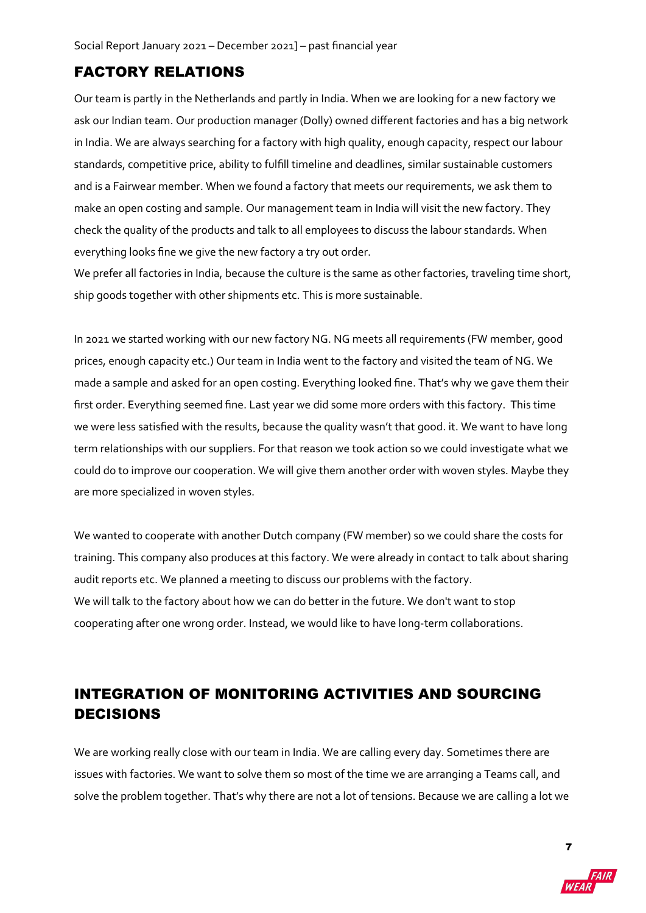## FACTORY RELATIONS

Our team is partly in the Netherlands and partly in India. When we are looking for a new factory we ask our Indian team. Our production manager (Dolly) owned different factories and has a big network in India. We are always searching for a factory with high quality, enough capacity, respect our labour standards, competitive price, ability to fulfill timeline and deadlines, similar sustainable customers and is a Fairwear member. When we found a factory that meets our requirements, we ask them to make an open costing and sample. Our management team in India will visit the new factory. They check the quality of the products and talk to all employees to discuss the labour standards. When everything looks fine we give the new factory a try out order.
We prefer all factories in India, because the culture is the same as other factories, traveling time short, ship goods together with other shipments etc. This is more sustainable.

In 2021 we started working with our new factory NG. NG meets all requirements (FW member, good prices, enough capacity etc.) Our team in India went to the factory and visited the team of NG. We made a sample and asked for an open costing. Everything looked fine. That's why we gave them their first order. Everything seemed fine. Last year we did some more orders with this factory. This time we were less satisfied with the results, because the quality wasn't that good. it. We want to have long term relationships with our suppliers. For that reason we took action so we could investigate what we could do to improve our cooperation. We will give them another order with woven styles. Maybe they are more specialized in woven styles.

We wanted to cooperate with another Dutch company (FW member) so we could share the costs for training. This company also produces at this factory. We were already in contact to talk about sharing audit reports etc. We planned a meeting to discuss our problems with the factory.
We will talk to the factory about how we can do better in the future. We don't want to stop cooperating after one wrong order. Instead, we would like to have long-term collaborations.

## INTEGRATION OF MONITORING ACTIVITIES AND SOURCING DECISIONS

We are working really close with our team in India. We are calling every day. Sometimes there are issues with factories. We want to solve them so most of the time we are arranging a Teams call, and solve the problem together. That's why there are not a lot of tensions. Because we are calling a lot we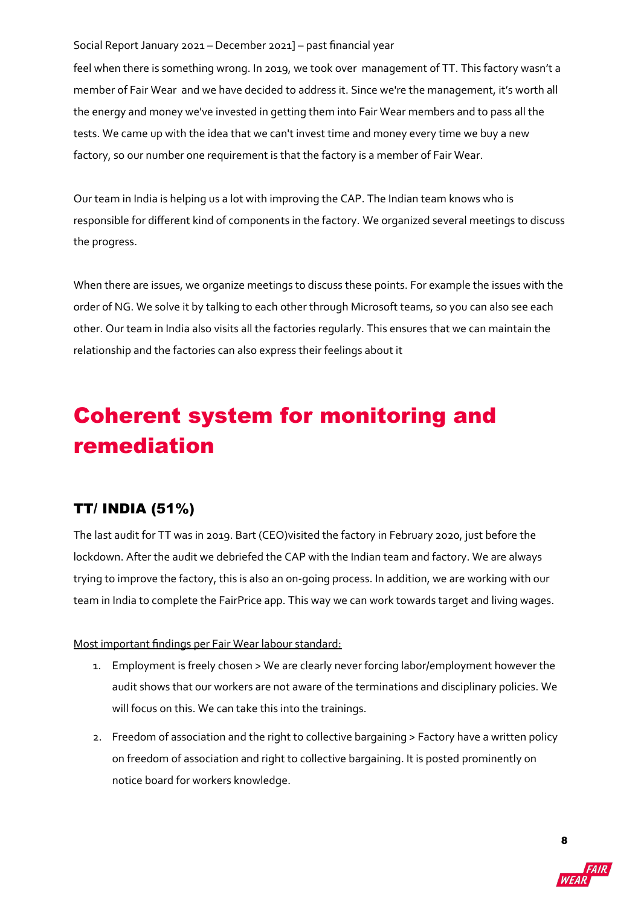feel when there is something wrong. In 2019, we took over management of TT. This factory wasn't a member of Fair Wear and we have decided to address it. Since we're the management, it's worth all the energy and money we've invested in getting them into Fair Wear members and to pass all the tests. We came up with the idea that we can't invest time and money every time we buy a new factory, so our number one requirement is that the factory is a member of Fair Wear.

Our team in India is helping us a lot with improving the CAP. The Indian team knows who is responsible for different kind of components in the factory. We organized several meetings to discuss the progress.

When there are issues, we organize meetings to discuss these points. For example the issues with the order of NG. We solve it by talking to each other through Microsoft teams, so you can also see each other. Our team in India also visits all the factories regularly. This ensures that we can maintain the relationship and the factories can also express their feelings about it

# Coherent system for monitoring and remediation

## TT/ INDIA (51%)

The last audit for TT was in 2019. Bart (CEO)visited the factory in February 2020, just before the lockdown. After the audit we debriefed the CAP with the Indian team and factory. We are always trying to improve the factory, this is also an on-going process. In addition, we are working with our team in India to complete the FairPrice app. This way we can work towards target and living wages.

Most important findings per Fair Wear labour standard:

1. Employment is freely chosen > We are clearly never forcing labor/employment however the audit shows that our workers are not aware of the terminations and disciplinary policies. We will focus on this. We can take this into the trainings.
2. Freedom of association and the right to collective bargaining > Factory have a written policy on freedom of association and right to collective bargaining. It is posted prominently on notice board for workers knowledge.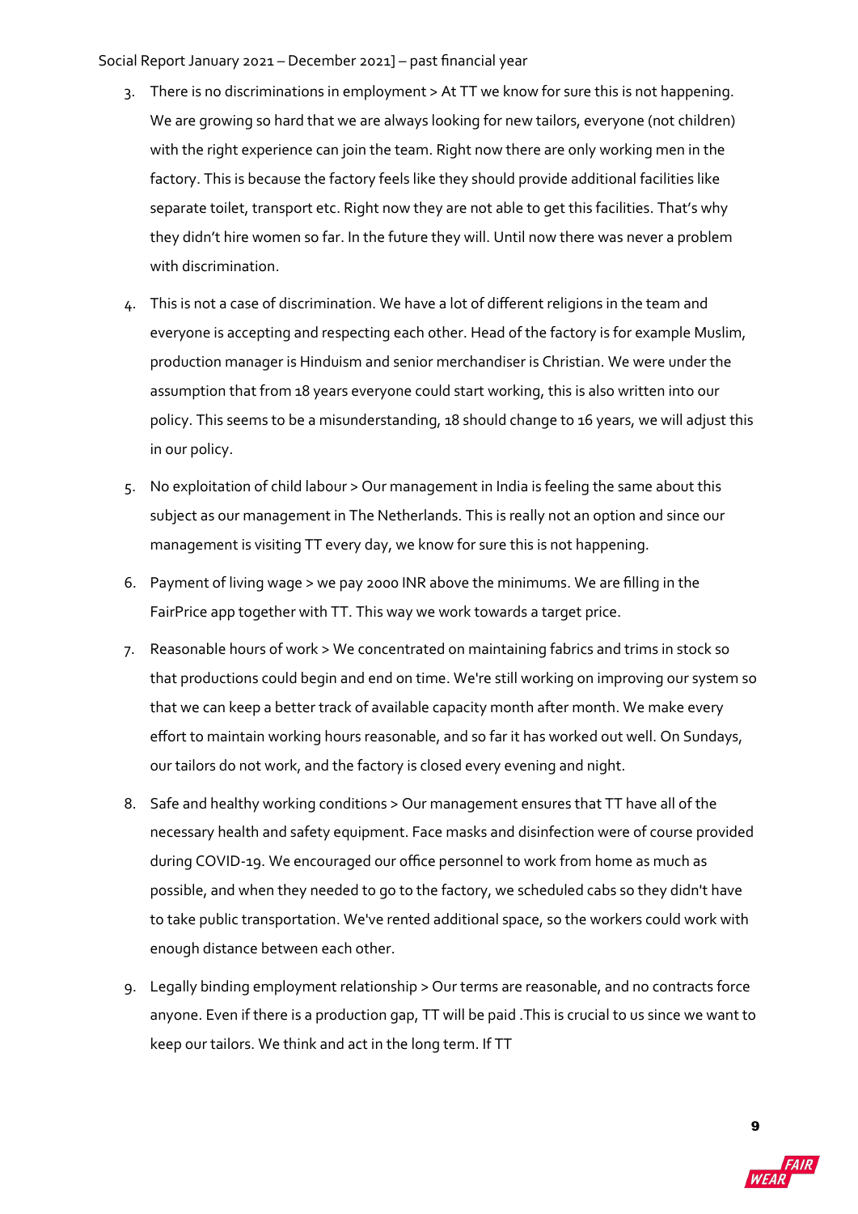3. There is no discriminations in employment > At TT we know for sure this is not happening. We are growing so hard that we are always looking for new tailors, everyone (not children) with the right experience can join the team. Right now there are only working men in the factory. This is because the factory feels like they should provide additional facilities like separate toilet, transport etc. Right now they are not able to get this facilities. That's why they didn't hire women so far. In the future they will. Until now there was never a problem with discrimination.
4. This is not a case of discrimination. We have a lot of different religions in the team and everyone is accepting and respecting each other. Head of the factory is for example Muslim, production manager is Hinduism and senior merchandiser is Christian. We were under the assumption that from 18 years everyone could start working, this is also written into our policy. This seems to be a misunderstanding, 18 should change to 16 years, we will adjust this in our policy.
5. No exploitation of child labour > Our management in India is feeling the same about this subject as our management in The Netherlands. This is really not an option and since our management is visiting TT every day, we know for sure this is not happening.
6. Payment of living wage > we pay 2000 INR above the minimums. We are filling in the FairPrice app together with TT. This way we work towards a target price.
7. Reasonable hours of work > We concentrated on maintaining fabrics and trims in stock so that productions could begin and end on time. We're still working on improving our system so that we can keep a better track of available capacity month after month. We make every effort to maintain working hours reasonable, and so far it has worked out well. On Sundays, our tailors do not work, and the factory is closed every evening and night.
8. Safe and healthy working conditions > Our management ensures that TT have all of the necessary health and safety equipment. Face masks and disinfection were of course provided during COVID-19. We encouraged our office personnel to work from home as much as possible, and when they needed to go to the factory, we scheduled cabs so they didn't have to take public transportation. We've rented additional space, so the workers could work with enough distance between each other.
9. Legally binding employment relationship > Our terms are reasonable, and no contracts force anyone. Even if there is a production gap, TT will be paid .This is crucial to us since we want to keep our tailors. We think and act in the long term. If TT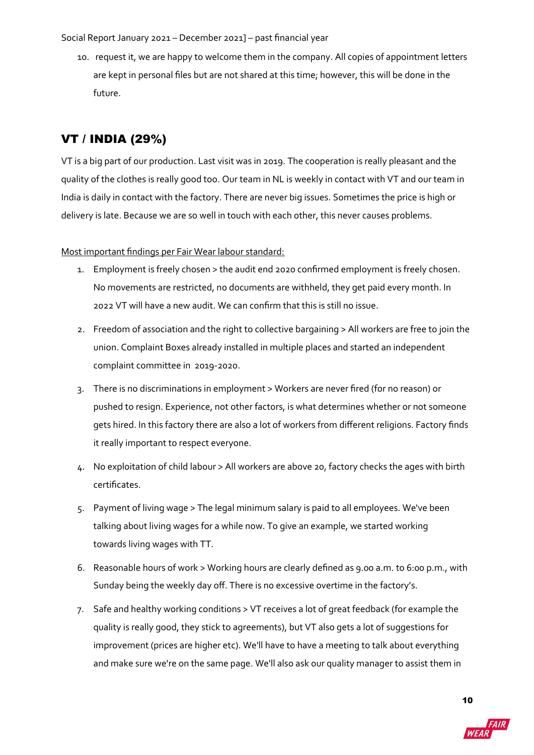10. request it, we are happy to welcome them in the company. All copies of appointment letters are kept in personal files but are not shared at this time; however, this will be done in the future.

## VT / INDIA (29%)

VT is a big part of our production. Last visit was in 2019. The cooperation is really pleasant and the quality of the clothes is really good too. Our team in NL is weekly in contact with VT and our team in India is daily in contact with the factory. There are never big issues. Sometimes the price is high or delivery is late. Because we are so well in touch with each other, this never causes problems.

Most important findings per Fair Wear labour standard:

1. Employment is freely chosen > the audit end 2020 confirmed employment is freely chosen. No movements are restricted, no documents are withheld, they get paid every month. In 2022 VT will have a new audit. We can confirm that this is still no issue.
2. Freedom of association and the right to collective bargaining > All workers are free to join the union. Complaint Boxes already installed in multiple places and started an independent complaint committee in 2019-2020.
3. There is no discriminations in employment > Workers are never fired (for no reason) or pushed to resign. Experience, not other factors, is what determines whether or not someone gets hired. In this factory there are also a lot of workers from different religions. Factory finds it really important to respect everyone.
4. No exploitation of child labour > All workers are above 20, factory checks the ages with birth certificates.
5. Payment of living wage > The legal minimum salary is paid to all employees. We've been talking about living wages for a while now. To give an example, we started working towards living wages with TT.
6. Reasonable hours of work > Working hours are clearly defined as 9.00 a.m. to 6:00 p.m., with Sunday being the weekly day off. There is no excessive overtime in the factory's.
7. Safe and healthy working conditions > VT receives a lot of great feedback (for example the quality is really good, they stick to agreements), but VT also gets a lot of suggestions for improvement (prices are higher etc). We'll have to have a meeting to talk about everything and make sure we're on the same page. We'll also ask our quality manager to assist them in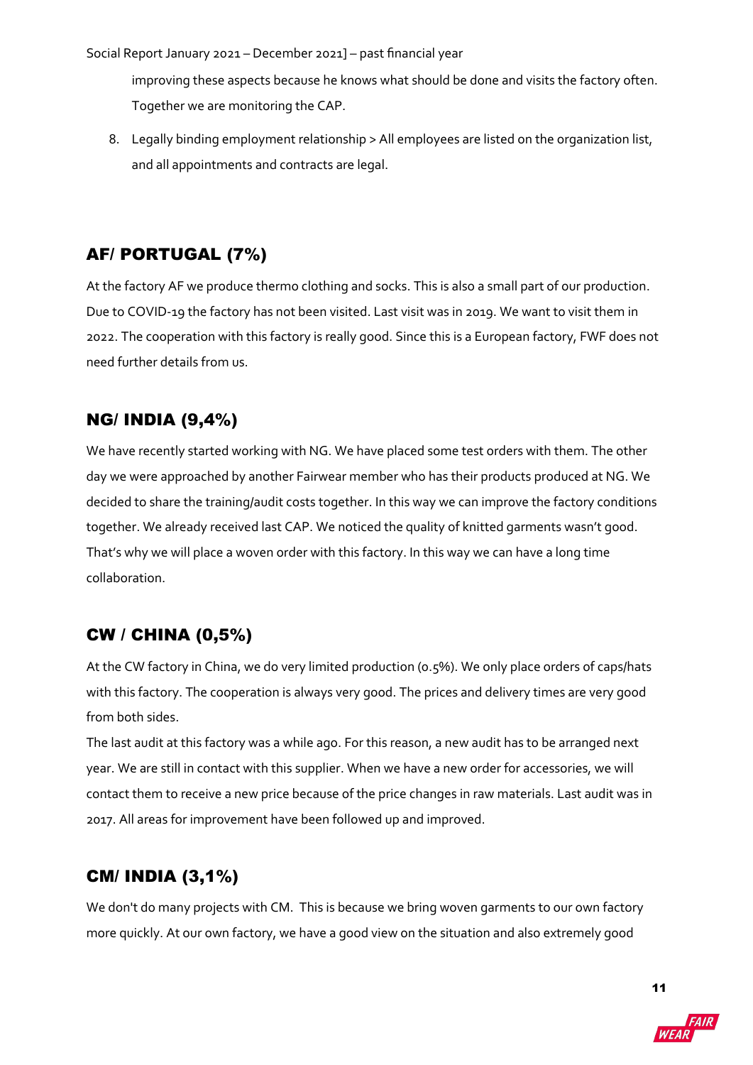improving these aspects because he knows what should be done and visits the factory often. Together we are monitoring the CAP.

8. Legally binding employment relationship > All employees are listed on the organization list, and all appointments and contracts are legal.

## AF/ PORTUGAL (7%)

At the factory AF we produce thermo clothing and socks. This is also a small part of our production. Due to COVID-19 the factory has not been visited. Last visit was in 2019. We want to visit them in 2022. The cooperation with this factory is really good. Since this is a European factory, FWF does not need further details from us.

## NG/ INDIA (9,4%)

We have recently started working with NG. We have placed some test orders with them. The other day we were approached by another Fairwear member who has their products produced at NG. We decided to share the training/audit costs together. In this way we can improve the factory conditions together. We already received last CAP. We noticed the quality of knitted garments wasn't good. That's why we will place a woven order with this factory. In this way we can have a long time collaboration.

## CW / CHINA (0,5%)

At the CW factory in China, we do very limited production (0.5%). We only place orders of caps/hats with this factory. The cooperation is always very good. The prices and delivery times are very good from both sides.

The last audit at this factory was a while ago. For this reason, a new audit has to be arranged next year. We are still in contact with this supplier. When we have a new order for accessories, we will contact them to receive a new price because of the price changes in raw materials. Last audit was in 2017. All areas for improvement have been followed up and improved.

## CM/ INDIA (3,1%)

We don't do many projects with CM. This is because we bring woven garments to our own factory more quickly. At our own factory, we have a good view on the situation and also extremely good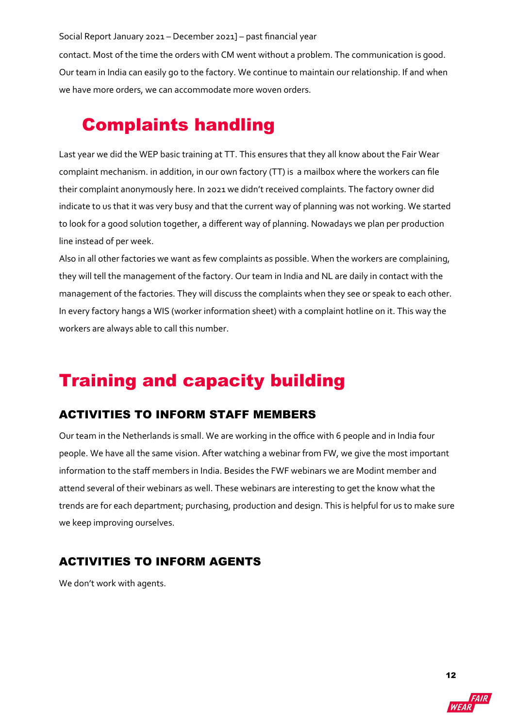contact. Most of the time the orders with CM went without a problem. The communication is good. Our team in India can easily go to the factory. We continue to maintain our relationship. If and when we have more orders, we can accommodate more woven orders.

# Complaints handling

Last year we did the WEP basic training at TT. This ensures that they all know about the Fair Wear complaint mechanism. in addition, in our own factory (TT) is a mailbox where the workers can file their complaint anonymously here. In 2021 we didn't received complaints. The factory owner did indicate to us that it was very busy and that the current way of planning was not working. We started to look for a good solution together, a different way of planning. Nowadays we plan per production line instead of per week.

Also in all other factories we want as few complaints as possible. When the workers are complaining, they will tell the management of the factory. Our team in India and NL are daily in contact with the management of the factories. They will discuss the complaints when they see or speak to each other. In every factory hangs a WIS (worker information sheet) with a complaint hotline on it. This way the workers are always able to call this number.

# Training and capacity building

## ACTIVITIES TO INFORM STAFF MEMBERS

Our team in the Netherlands is small. We are working in the office with 6 people and in India four people. We have all the same vision. After watching a webinar from FW, we give the most important information to the staff members in India. Besides the FWF webinars we are Modint member and attend several of their webinars as well. These webinars are interesting to get the know what the trends are for each department; purchasing, production and design. This is helpful for us to make sure we keep improving ourselves.

## ACTIVITIES TO INFORM AGENTS

We don't work with agents.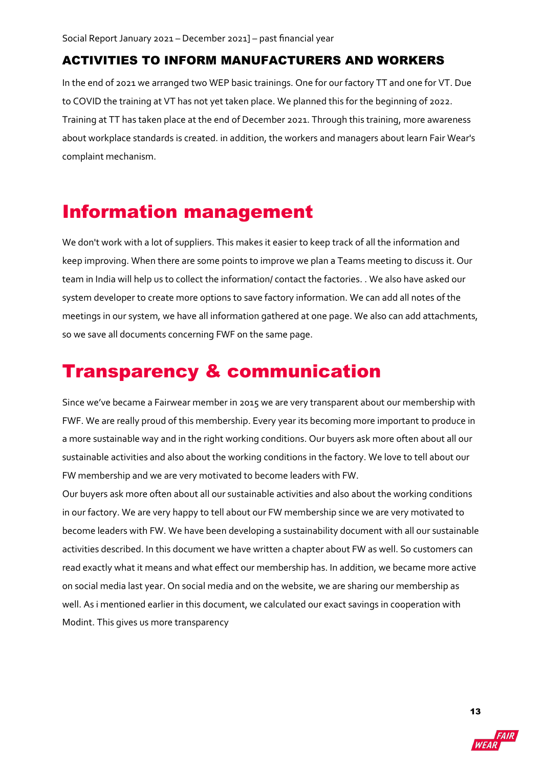### ACTIVITIES TO INFORM MANUFACTURERS AND WORKERS

In the end of 2021 we arranged two WEP basic trainings. One for our factory TT and one for VT. Due to COVID the training at VT has not yet taken place. We planned this for the beginning of 2022. Training at TT has taken place at the end of December 2021. Through this training, more awareness about workplace standards is created. in addition, the workers and managers about learn Fair Wear's complaint mechanism.

# Information management

We don't work with a lot of suppliers. This makes it easier to keep track of all the information and keep improving. When there are some points to improve we plan a Teams meeting to discuss it. Our team in India will help us to collect the information/ contact the factories. . We also have asked our system developer to create more options to save factory information. We can add all notes of the meetings in our system, we have all information gathered at one page. We also can add attachments, so we save all documents concerning FWF on the same page.

# Transparency & communication

Since we've became a Fairwear member in 2015 we are very transparent about our membership with FWF. We are really proud of this membership. Every year its becoming more important to produce in a more sustainable way and in the right working conditions. Our buyers ask more often about all our sustainable activities and also about the working conditions in the factory. We love to tell about our FW membership and we are very motivated to become leaders with FW.

Our buyers ask more often about all our sustainable activities and also about the working conditions in our factory. We are very happy to tell about our FW membership since we are very motivated to become leaders with FW. We have been developing a sustainability document with all our sustainable activities described. In this document we have written a chapter about FW as well. So customers can read exactly what it means and what effect our membership has. In addition, we became more active on social media last year. On social media and on the website, we are sharing our membership as well. As i mentioned earlier in this document, we calculated our exact savings in cooperation with Modint. This gives us more transparency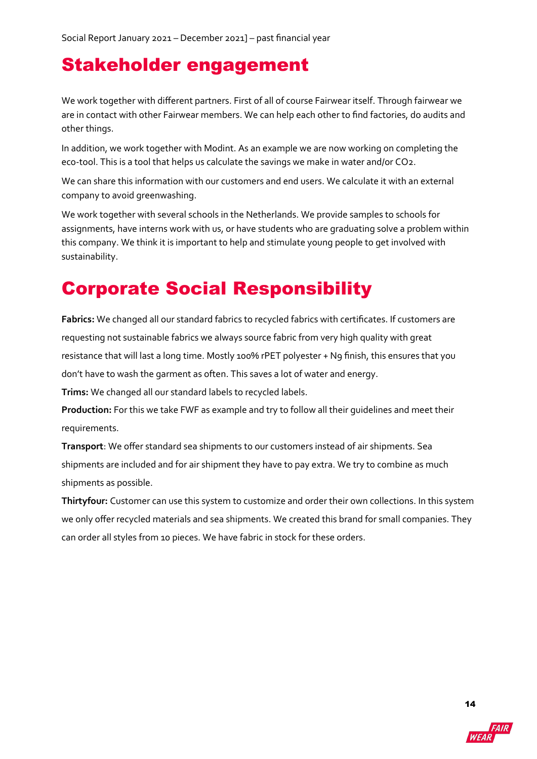# Stakeholder engagement

We work together with different partners. First of all of course Fairwear itself. Through fairwear we are in contact with other Fairwear members. We can help each other to find factories, do audits and other things.

In addition, we work together with Modint. As an example we are now working on completing the eco-tool. This is a tool that helps us calculate the savings we make in water and/or $CO_2$.

We can share this information with our customers and end users. We calculate it with an external company to avoid greenwashing.

We work together with several schools in the Netherlands. We provide samples to schools for assignments, have interns work with us, or have students who are graduating solve a problem within this company. We think it is important to help and stimulate young people to get involved with sustainability.

# Corporate Social Responsibility

**Fabrics:** We changed all our standard fabrics to recycled fabrics with certificates. If customers are requesting not sustainable fabrics we always source fabric from very high quality with great resistance that will last a long time. Mostly 100% rPET polyester + N9 finish, this ensures that you don't have to wash the garment as often. This saves a lot of water and energy.

**Trims:** We changed all our standard labels to recycled labels.

**Production:** For this we take FWF as example and try to follow all their guidelines and meet their requirements.

**Transport**: We offer standard sea shipments to our customers instead of air shipments. Sea shipments are included and for air shipment they have to pay extra. We try to combine as much shipments as possible.

**Thirtyfour:** Customer can use this system to customize and order their own collections. In this system we only offer recycled materials and sea shipments. We created this brand for small companies. They can order all styles from 10 pieces. We have fabric in stock for these orders.